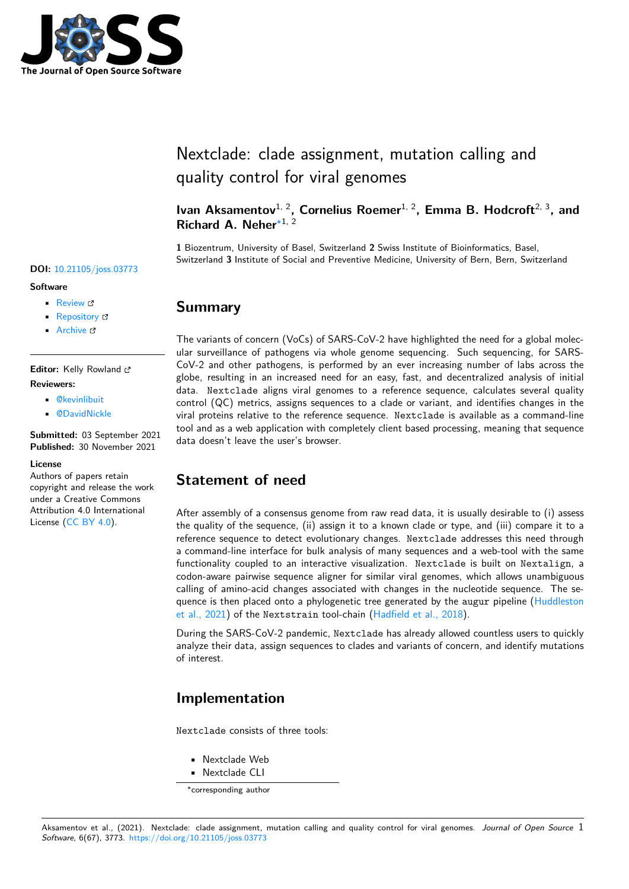# Nextclade: clade assignment, mutation calling and quality control for viral genomes

**Ivan Aksamentov**[1, 2]**, Cornelius Roemer**[1, 2]**, Emma B. Hodcroft**[2, 3]**, and Richard A. Neher**[*1, 2]

**1** Biozentrum, University of Basel, Switzerland **2** Swiss Institute of Bioinformatics, Basel, Switzerland **3** Institute of Social and Preventive Medicine, University of Bern, Bern, Switzerland

**DOI:** 10.21105/joss.03773

**Software**

- Review
- Repository
- Archive

**Editor:** Kelly Rowland

**Reviewers:**

- @kevinlibuit
- @DavidNickle

**Submitted:** 03 September 2021
**Published:** 30 November 2021

**License**
Authors of papers retain copyright and release the work under a Creative Commons Attribution 4.0 International License (CC BY 4.0).

## Summary

The variants of concern (VoCs) of SARS-CoV-2 have highlighted the need for a global molecular surveillance of pathogens via whole genome sequencing. Such sequencing, for SARS-CoV-2 and other pathogens, is performed by an ever increasing number of labs across the globe, resulting in an increased need for an easy, fast, and decentralized analysis of initial data. `Nextclade` aligns viral genomes to a reference sequence, calculates several quality control (QC) metrics, assigns sequences to a clade or variant, and identifies changes in the viral proteins relative to the reference sequence. `Nextclade` is available as a command-line tool and as a web application with completely client based processing, meaning that sequence data doesn't leave the user's browser.

## Statement of need

After assembly of a consensus genome from raw read data, it is usually desirable to (i) assess the quality of the sequence, (ii) assign it to a known clade or type, and (iii) compare it to a reference sequence to detect evolutionary changes. `Nextclade` addresses this need through a command-line interface for bulk analysis of many sequences and a web-tool with the same functionality coupled to an interactive visualization. `Nextclade` is built on `Nextalign`, a codon-aware pairwise sequence aligner for similar viral genomes, which allows unambiguous calling of amino-acid changes associated with changes in the nucleotide sequence. The sequence is then placed onto a phylogenetic tree generated by the `augur` pipeline (Huddleston et al., 2021) of the `Nextstrain` tool-chain (Hadfield et al., 2018).

During the SARS-CoV-2 pandemic, `Nextclade` has already allowed countless users to quickly analyze their data, assign sequences to clades and variants of concern, and identify mutations of interest.

## Implementation

`Nextclade` consists of three tools:

- Nextclade Web
- Nextclade CLI

*corresponding author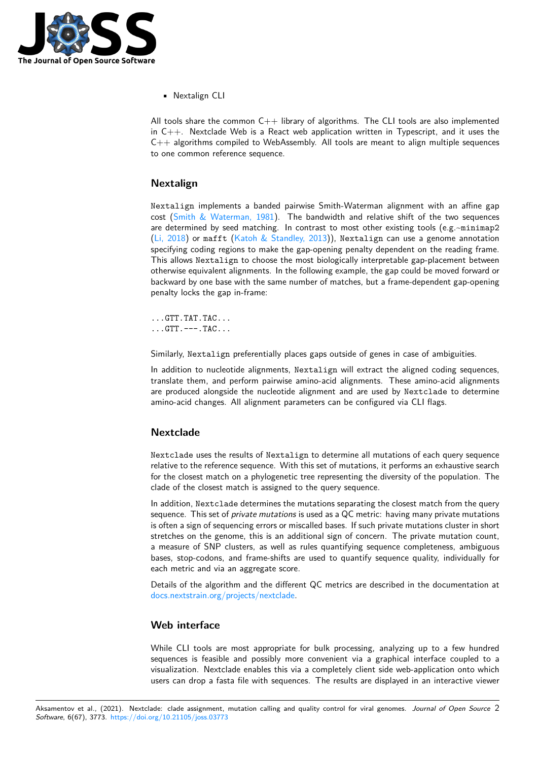- Nextalign CLI

All tools share the common C++ library of algorithms. The CLI tools are also implemented in C++. Nextclade Web is a React web application written in Typescript, and it uses the C++ algorithms compiled to WebAssembly. All tools are meant to align multiple sequences to one common reference sequence.

## Nextalign

`Nextalign` implements a banded pairwise Smith-Waterman alignment with an affine gap cost (Smith & Waterman, 1981). The bandwidth and relative shift of the two sequences are determined by seed matching. In contrast to most other existing tools (e.g.~`minimap2` (Li, 2018) or `mafft` (Katoh & Standley, 2013)), `Nextalign` can use a genome annotation specifying coding regions to make the gap-opening penalty dependent on the reading frame. This allows `Nextalign` to choose the most biologically interpretable gap-placement between otherwise equivalent alignments. In the following example, the gap could be moved forward or backward by one base with the same number of matches, but a frame-dependent gap-opening penalty locks the gap in-frame:

```
...GTT.TAT.TAC...
...GTT.---.TAC...
```

Similarly, `Nextalign` preferentially places gaps outside of genes in case of ambiguities.

In addition to nucleotide alignments, `Nextalign` will extract the aligned coding sequences, translate them, and perform pairwise amino-acid alignments. These amino-acid alignments are produced alongside the nucleotide alignment and are used by `Nextclade` to determine amino-acid changes. All alignment parameters can be configured via CLI flags.

## Nextclade

`Nextclade` uses the results of `Nextalign` to determine all mutations of each query sequence relative to the reference sequence. With this set of mutations, it performs an exhaustive search for the closest match on a phylogenetic tree representing the diversity of the population. The clade of the closest match is assigned to the query sequence.

In addition, `Nextclade` determines the mutations separating the closest match from the query sequence. This set of *private mutations* is used as a QC metric: having many private mutations is often a sign of sequencing errors or miscalled bases. If such private mutations cluster in short stretches on the genome, this is an additional sign of concern. The private mutation count, a measure of SNP clusters, as well as rules quantifying sequence completeness, ambiguous bases, stop-codons, and frame-shifts are used to quantify sequence quality, individually for each metric and via an aggregate score.

Details of the algorithm and the different QC metrics are described in the documentation at docs.nextstrain.org/projects/nextclade.

## Web interface

While CLI tools are most appropriate for bulk processing, analyzing up to a few hundred sequences is feasible and possibly more convenient via a graphical interface coupled to a visualization. Nextclade enables this via a completely client side web-application onto which users can drop a fasta file with sequences. The results are displayed in an interactive viewer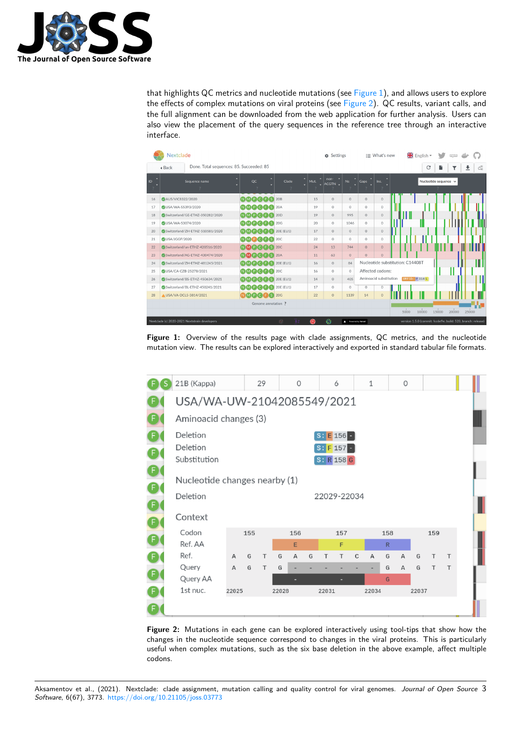that highlights QC metrics and nucleotide mutations (see Figure 1), and allows users to explore the effects of complex mutations on viral proteins (see Figure 2). QC results, variant calls, and the full alignment can be downloaded from the web application for further analysis. Users can also view the placement of the query sequences in the reference tree through an interactive interface.

**Figure 1:** Overview of the results page with clade assignments, QC metrics, and the nucleotide mutation view. The results can be explored interactively and exported in standard tabular file formats.

**Figure 2:** Mutations in each gene can be explored interactively using tool-tips that show how the changes in the nucleotide sequence correspond to changes in the viral proteins. This is particularly useful when complex mutations, such as the six base deletion in the above example, affect multiple codons.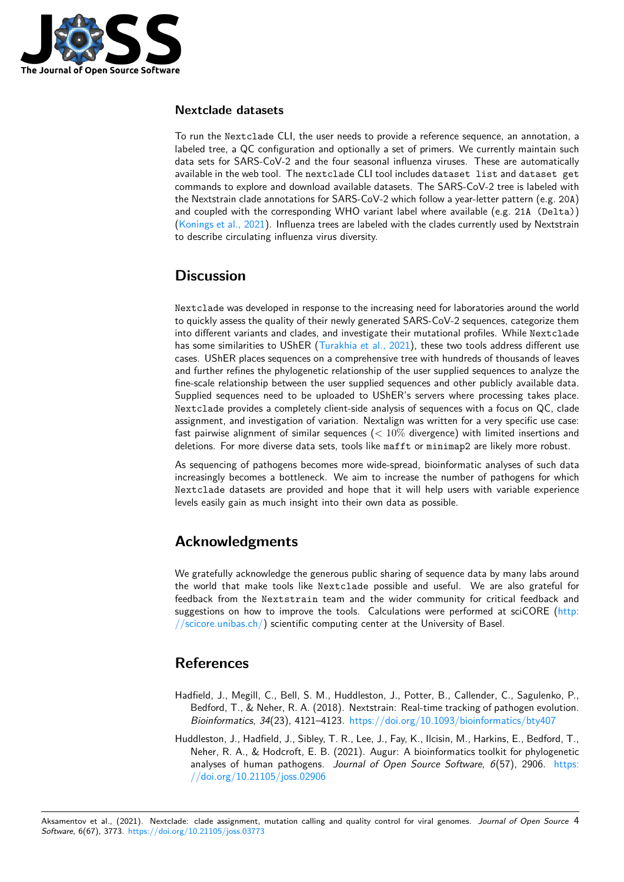### Nextclade datasets

To run the Nextclade CLI, the user needs to provide a reference sequence, an annotation, a labeled tree, a QC configuration and optionally a set of primers. We currently maintain such data sets for SARS-CoV-2 and the four seasonal influenza viruses. These are automatically available in the web tool. The nextclade CLI tool includes dataset list and dataset get commands to explore and download available datasets. The SARS-CoV-2 tree is labeled with the Nextstrain clade annotations for SARS-CoV-2 which follow a year-letter pattern (e.g. 20A) and coupled with the corresponding WHO variant label where available (e.g. 21A (Delta)) (Konings et al., 2021). Influenza trees are labeled with the clades currently used by Nextstrain to describe circulating influenza virus diversity.

## Discussion

Nextclade was developed in response to the increasing need for laboratories around the world to quickly assess the quality of their newly generated SARS-CoV-2 sequences, categorize them into different variants and clades, and investigate their mutational profiles. While Nextclade has some similarities to UShER (Turakhia et al., 2021), these two tools address different use cases. UShER places sequences on a comprehensive tree with hundreds of thousands of leaves and further refines the phylogenetic relationship of the user supplied sequences to analyze the fine-scale relationship between the user supplied sequences and other publicly available data. Supplied sequences need to be uploaded to UShER's servers where processing takes place. Nextclade provides a completely client-side analysis of sequences with a focus on QC, clade assignment, and investigation of variation. Nextalign was written for a very specific use case: fast pairwise alignment of similar sequences ($< 10\%$ divergence) with limited insertions and deletions. For more diverse data sets, tools like mafft or minimap2 are likely more robust.

As sequencing of pathogens becomes more wide-spread, bioinformatic analyses of such data increasingly becomes a bottleneck. We aim to increase the number of pathogens for which Nextclade datasets are provided and hope that it will help users with variable experience levels easily gain as much insight into their own data as possible.

## Acknowledgments

We gratefully acknowledge the generous public sharing of sequence data by many labs around the world that make tools like Nextclade possible and useful. We are also grateful for feedback from the Nextstrain team and the wider community for critical feedback and suggestions on how to improve the tools. Calculations were performed at sciCORE (http://scicore.unibas.ch/) scientific computing center at the University of Basel.

## References

Hadfield, J., Megill, C., Bell, S. M., Huddleston, J., Potter, B., Callender, C., Sagulenko, P., Bedford, T., & Neher, R. A. (2018). Nextstrain: Real-time tracking of pathogen evolution. *Bioinformatics*, *34*(23), 4121–4123. https://doi.org/10.1093/bioinformatics/bty407

Huddleston, J., Hadfield, J., Sibley, T. R., Lee, J., Fay, K., Ilcisin, M., Harkins, E., Bedford, T., Neher, R. A., & Hodcroft, E. B. (2021). Augur: A bioinformatics toolkit for phylogenetic analyses of human pathogens. *Journal of Open Source Software*, *6*(57), 2906. https://doi.org/10.21105/joss.02906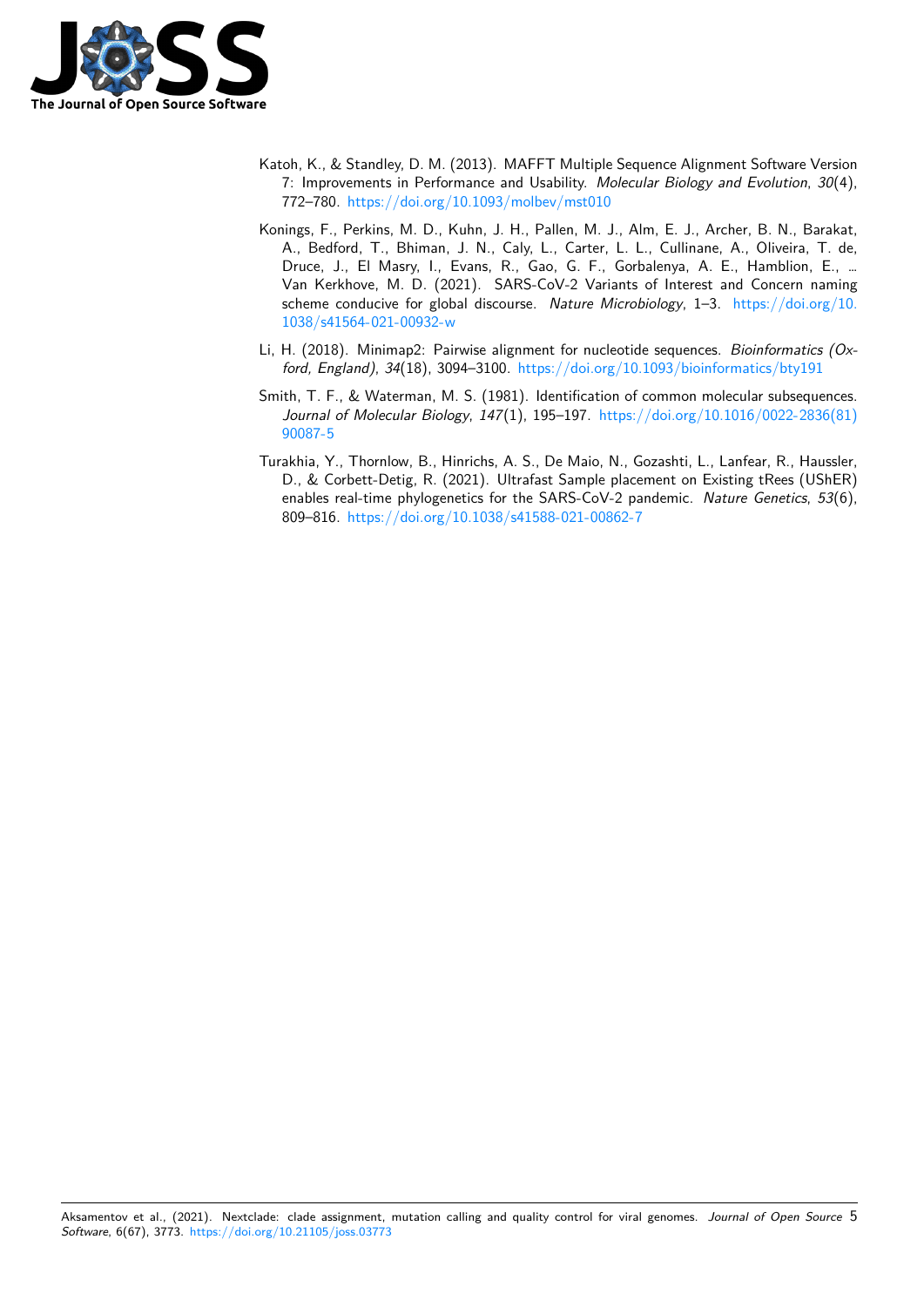Katoh, K., & Standley, D. M. (2013). MAFFT Multiple Sequence Alignment Software Version 7: Improvements in Performance and Usability. *Molecular Biology and Evolution*, *30*(4), 772–780. https://doi.org/10.1093/molbev/mst010

Konings, F., Perkins, M. D., Kuhn, J. H., Pallen, M. J., Alm, E. J., Archer, B. N., Barakat, A., Bedford, T., Bhiman, J. N., Caly, L., Carter, L. L., Cullinane, A., Oliveira, T. de, Druce, J., El Masry, I., Evans, R., Gao, G. F., Gorbalenya, A. E., Hamblion, E., … Van Kerkhove, M. D. (2021). SARS-CoV-2 Variants of Interest and Concern naming scheme conducive for global discourse. *Nature Microbiology*, 1–3. https://doi.org/10.1038/s41564-021-00932-w

Li, H. (2018). Minimap2: Pairwise alignment for nucleotide sequences. *Bioinformatics (Oxford, England)*, *34*(18), 3094–3100. https://doi.org/10.1093/bioinformatics/bty191

Smith, T. F., & Waterman, M. S. (1981). Identification of common molecular subsequences. *Journal of Molecular Biology*, *147*(1), 195–197. https://doi.org/10.1016/0022-2836(81)90087-5

Turakhia, Y., Thornlow, B., Hinrichs, A. S., De Maio, N., Gozashti, L., Lanfear, R., Haussler, D., & Corbett-Detig, R. (2021). Ultrafast Sample placement on Existing tRees (UShER) enables real-time phylogenetics for the SARS-CoV-2 pandemic. *Nature Genetics*, *53*(6), 809–816. https://doi.org/10.1038/s41588-021-00862-7